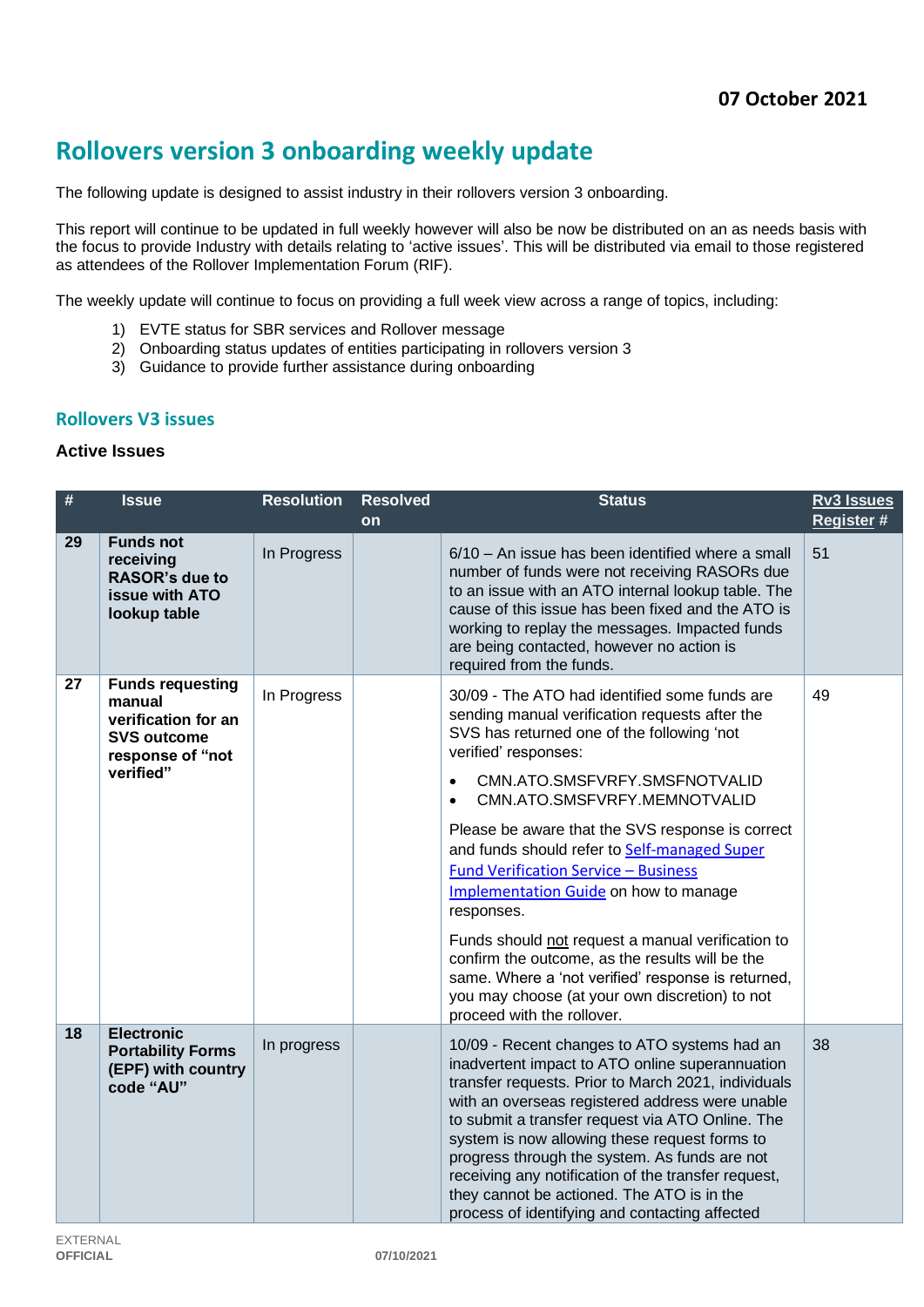07 October 2021

# Rollovers version 3 onboarding weekly update

The following update is designed to assist industry in their rollovers version 3 onboarding.

This report will continue to be updated in full weekly however will also be now be distributed on an as needs basis with the focus to provide Industry with details relating to 'active issues'. This will be distributed via email to those registered as attendees of the Rollover Implementation Forum (RIF).

The weekly update will continue to focus on providing a full week view across a range of topics, including:

1) EVTE status for SBR services and Rollover message
2) Onboarding status updates of entities participating in rollovers version 3
3) Guidance to provide further assistance during onboarding

## Rollovers V3 issues

### Active Issues

| # | Issue | Resolution | Resolved on | Status | Rv3 Issues Register # |
|---|---|---|---|---|---|
| 29 | **Funds not receiving RASOR's due to issue with ATO lookup table** | In Progress | | 6/10 – An issue has been identified where a small number of funds were not receiving RASORs due to an issue with an ATO internal lookup table. The cause of this issue has been fixed and the ATO is working to replay the messages. Impacted funds are being contacted, however no action is required from the funds. | 51 |
| 27 | **Funds requesting manual verification for an SVS outcome response of "not verified"** | In Progress | | 30/09 - The ATO had identified some funds are sending manual verification requests after the SVS has returned one of the following 'not verified' responses:<br>• CMN.ATO.SMSFVRFY.SMSFNOTVALID<br>• CMN.ATO.SMSFVRFY.MEMNOTVALID<br><br>Please be aware that the SVS response is correct and funds should refer to Self-managed Super Fund Verification Service – Business Implementation Guide on how to manage responses.<br><br>Funds should not request a manual verification to confirm the outcome, as the results will be the same. Where a 'not verified' response is returned, you may choose (at your own discretion) to not proceed with the rollover. | 49 |
| 18 | **Electronic Portability Forms (EPF) with country code "AU"** | In progress | | 10/09 - Recent changes to ATO systems had an inadvertent impact to ATO online superannuation transfer requests. Prior to March 2021, individuals with an overseas registered address were unable to submit a transfer request via ATO Online. The system is now allowing these request forms to progress through the system. As funds are not receiving any notification of the transfer request, they cannot be actioned. The ATO is in the process of identifying and contacting affected | 38 |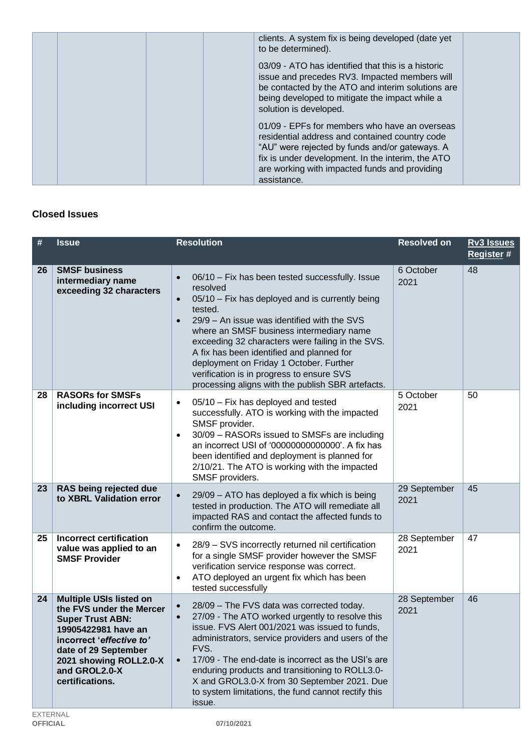| | | | | clients. A system fix is being developed (date yet to be determined).<br><br>03/09 - ATO has identified that this is a historic issue and precedes RV3. Impacted members will be contacted by the ATO and interim solutions are being developed to mitigate the impact while a solution is developed.<br><br>01/09 - EPFs for members who have an overseas residential address and contained country code “AU” were rejected by funds and/or gateways. A fix is under development. In the interim, the ATO are working with impacted funds and providing assistance. | |
|---|---|---|---|---|---|

### Closed Issues

| # | Issue | Resolution | Resolved on | Rv3 Issues Register # |
|---|---|---|---|---|
| 26 | **SMSF business intermediary name exceeding 32 characters** | • 06/10 – Fix has been tested successfully. Issue resolved<br>• 05/10 – Fix has deployed and is currently being tested.<br>• 29/9 – An issue was identified with the SVS where an SMSF business intermediary name exceeding 32 characters were failing in the SVS. A fix has been identified and planned for deployment on Friday 1 October. Further verification is in progress to ensure SVS processing aligns with the publish SBR artefacts. | 6 October 2021 | 48 |
| 28 | **RASORs for SMSFs including incorrect USI** | • 05/10 – Fix has deployed and tested successfully. ATO is working with the impacted SMSF provider.<br>• 30/09 – RASORs issued to SMSFs are including an incorrect USI of ‘00000000000000’. A fix has been identified and deployment is planned for 2/10/21. The ATO is working with the impacted SMSF providers. | 5 October 2021 | 50 |
| 23 | **RAS being rejected due to XBRL Validation error** | • 29/09 – ATO has deployed a fix which is being tested in production. The ATO will remediate all impacted RAS and contact the affected funds to confirm the outcome. | 29 September 2021 | 45 |
| 25 | **Incorrect certification value was applied to an SMSF Provider** | • 28/9 – SVS incorrectly returned nil certification for a single SMSF provider however the SMSF verification service response was correct.<br>• ATO deployed an urgent fix which has been tested successfully | 28 September 2021 | 47 |
| 24 | **Multiple USIs listed on the FVS under the Mercer Super Trust ABN: 19905422981 have an incorrect ‘*effective to’* date of 29 September 2021 showing ROLL2.0-X and GROL2.0-X certifications.** | • 28/09 – The FVS data was corrected today.<br>• 27/09 - The ATO worked urgently to resolve this issue. FVS Alert 001/2021 was issued to funds, administrators, service providers and users of the FVS.<br>• 17/09 - The end-date is incorrect as the USI’s are enduring products and transitioning to ROLL3.0-X and GROL3.0-X from 30 September 2021. Due to system limitations, the fund cannot rectify this issue. | 28 September 2021 | 46 |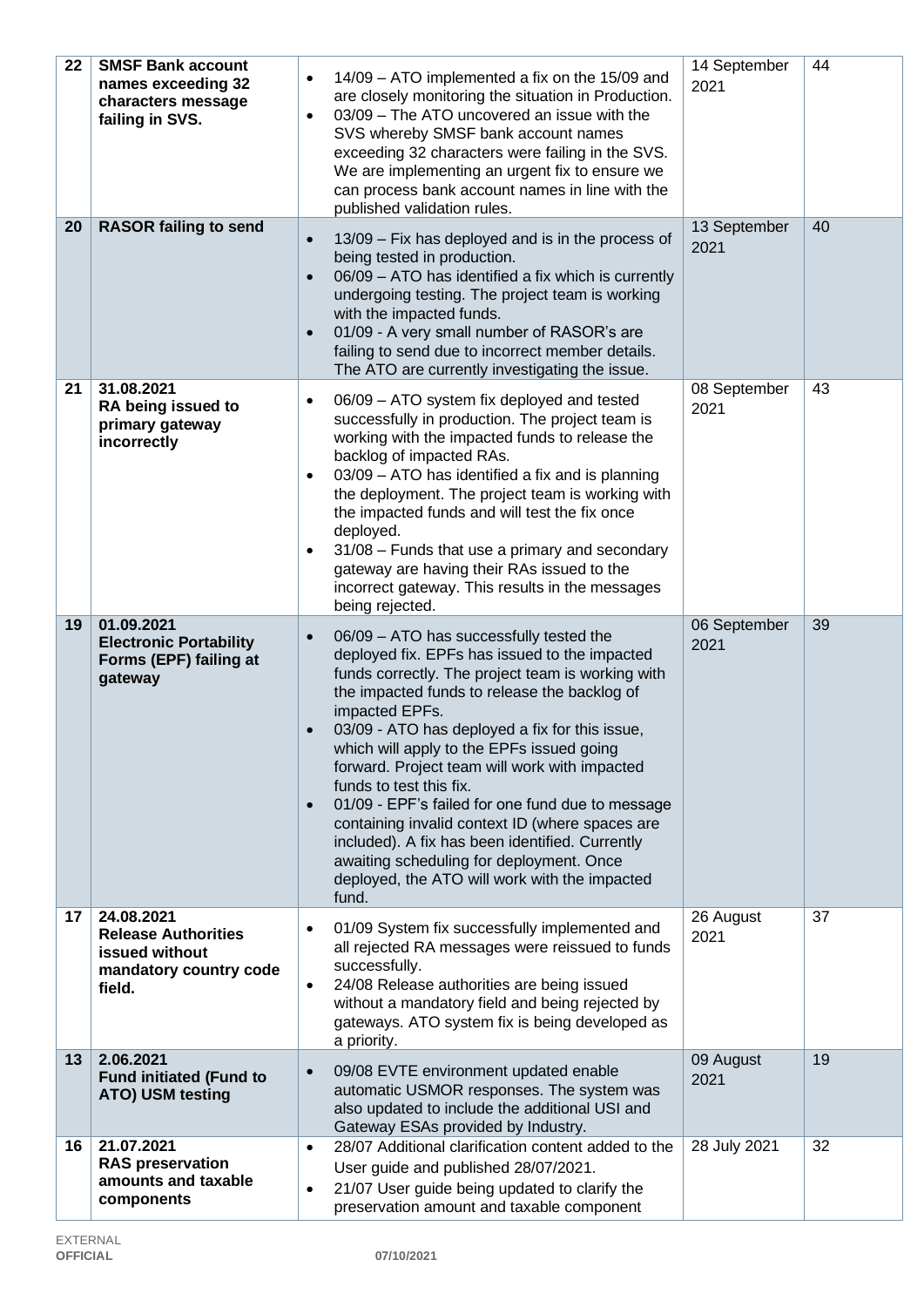| 22 | **SMSF Bank account names exceeding 32 characters message failing in SVS.** | • 14/09 – ATO implemented a fix on the 15/09 and are closely monitoring the situation in Production.<br>• 03/09 – The ATO uncovered an issue with the SVS whereby SMSF bank account names exceeding 32 characters were failing in the SVS. We are implementing an urgent fix to ensure we can process bank account names in line with the published validation rules. | 14 September 2021 | 44 |
|---|---|---|---|---|
| 20 | **RASOR failing to send** | • 13/09 – Fix has deployed and is in the process of being tested in production.<br>• 06/09 – ATO has identified a fix which is currently undergoing testing. The project team is working with the impacted funds.<br>• 01/09 - A very small number of RASOR's are failing to send due to incorrect member details. The ATO are currently investigating the issue. | 13 September 2021 | 40 |
| 21 | **31.08.2021**<br>**RA being issued to primary gateway incorrectly** | • 06/09 – ATO system fix deployed and tested successfully in production. The project team is working with the impacted funds to release the backlog of impacted RAs.<br>• 03/09 – ATO has identified a fix and is planning the deployment. The project team is working with the impacted funds and will test the fix once deployed.<br>• 31/08 – Funds that use a primary and secondary gateway are having their RAs issued to the incorrect gateway. This results in the messages being rejected. | 08 September 2021 | 43 |
| 19 | **01.09.2021**<br>**Electronic Portability Forms (EPF) failing at gateway** | • 06/09 – ATO has successfully tested the deployed fix. EPFs has issued to the impacted funds correctly. The project team is working with the impacted funds to release the backlog of impacted EPFs.<br>• 03/09 - ATO has deployed a fix for this issue, which will apply to the EPFs issued going forward. Project team will work with impacted funds to test this fix.<br>• 01/09 - EPF's failed for one fund due to message containing invalid context ID (where spaces are included). A fix has been identified. Currently awaiting scheduling for deployment. Once deployed, the ATO will work with the impacted fund. | 06 September 2021 | 39 |
| 17 | **24.08.2021**<br>**Release Authorities issued without mandatory country code field.** | • 01/09 System fix successfully implemented and all rejected RA messages were reissued to funds successfully.<br>• 24/08 Release authorities are being issued without a mandatory field and being rejected by gateways. ATO system fix is being developed as a priority. | 26 August 2021 | 37 |
| 13 | **2.06.2021**<br>**Fund initiated (Fund to ATO) USM testing** | • 09/08 EVTE environment updated enable automatic USMOR responses. The system was also updated to include the additional USI and Gateway ESAs provided by Industry. | 09 August 2021 | 19 |
| 16 | **21.07.2021**<br>**RAS preservation amounts and taxable components** | • 28/07 Additional clarification content added to the User guide and published 28/07/2021.<br>• 21/07 User guide being updated to clarify the preservation amount and taxable component | 28 July 2021 | 32 |

EXTERNAL
**OFFICIAL**

07/10/2021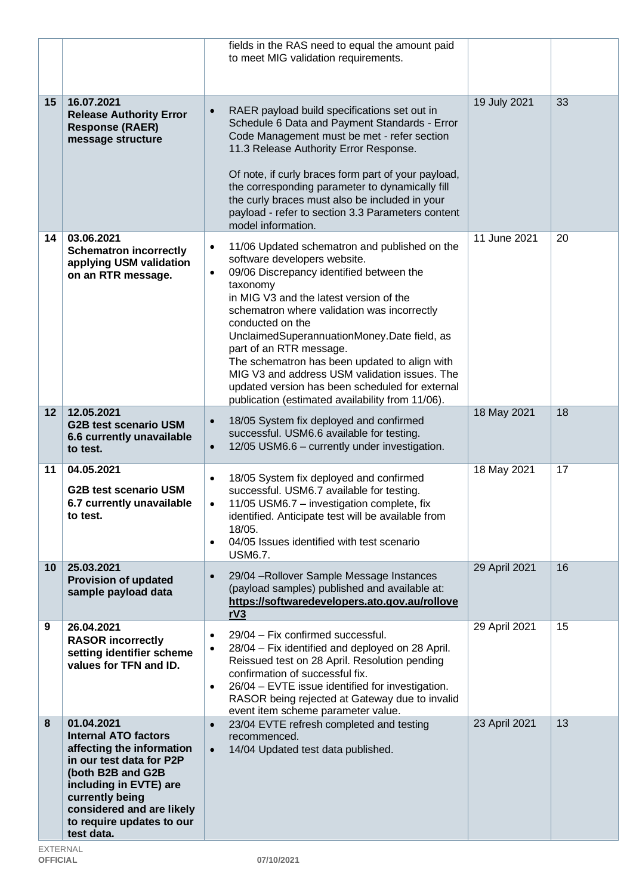| | | | | |
|---|---|---|---|---|
| | | fields in the RAS need to equal the amount paid to meet MIG validation requirements. | | |
| 15 | **16.07.2021** **Release Authority Error Response (RAER) message structure** | • RAER payload build specifications set out in Schedule 6 Data and Payment Standards - Error Code Management must be met - refer section 11.3 Release Authority Error Response.<br><br>Of note, if curly braces form part of your payload, the corresponding parameter to dynamically fill the curly braces must also be included in your payload - refer to section 3.3 Parameters content model information. | 19 July 2021 | 33 |
| 14 | **03.06.2021** **Schematron incorrectly applying USM validation on an RTR message.** | • 11/06 Updated schematron and published on the software developers website.<br>• 09/06 Discrepancy identified between the taxonomy in MIG V3 and the latest version of the schematron where validation was incorrectly conducted on the UnclaimedSuperannuationMoney.Date field, as part of an RTR message. The schematron has been updated to align with MIG V3 and address USM validation issues. The updated version has been scheduled for external publication (estimated availability from 11/06). | 11 June 2021 | 20 |
| 12 | **12.05.2021** **G2B test scenario USM 6.6 currently unavailable to test.** | • 18/05 System fix deployed and confirmed successful. USM6.6 available for testing.<br>• 12/05 USM6.6 – currently under investigation. | 18 May 2021 | 18 |
| 11 | **04.05.2021** **G2B test scenario USM 6.7 currently unavailable to test.** | • 18/05 System fix deployed and confirmed successful. USM6.7 available for testing.<br>• 11/05 USM6.7 – investigation complete, fix identified. Anticipate test will be available from 18/05.<br>• 04/05 Issues identified with test scenario USM6.7. | 18 May 2021 | 17 |
| 10 | **25.03.2021** **Provision of updated sample payload data** | • 29/04 –Rollover Sample Message Instances (payload samples) published and available at: **https://softwaredevelopers.ato.gov.au/rolloverV3** | 29 April 2021 | 16 |
| 9 | **26.04.2021** **RASOR incorrectly setting identifier scheme values for TFN and ID.** | • 29/04 – Fix confirmed successful.<br>• 28/04 – Fix identified and deployed on 28 April. Reissued test on 28 April. Resolution pending confirmation of successful fix.<br>• 26/04 – EVTE issue identified for investigation. RASOR being rejected at Gateway due to invalid event item scheme parameter value. | 29 April 2021 | 15 |
| 8 | **01.04.2021** **Internal ATO factors affecting the information in our test data for P2P (both B2B and G2B including in EVTE) are currently being considered and are likely to require updates to our test data.** | • 23/04 EVTE refresh completed and testing recommenced.<br>• 14/04 Updated test data published. | 23 April 2021 | 13 |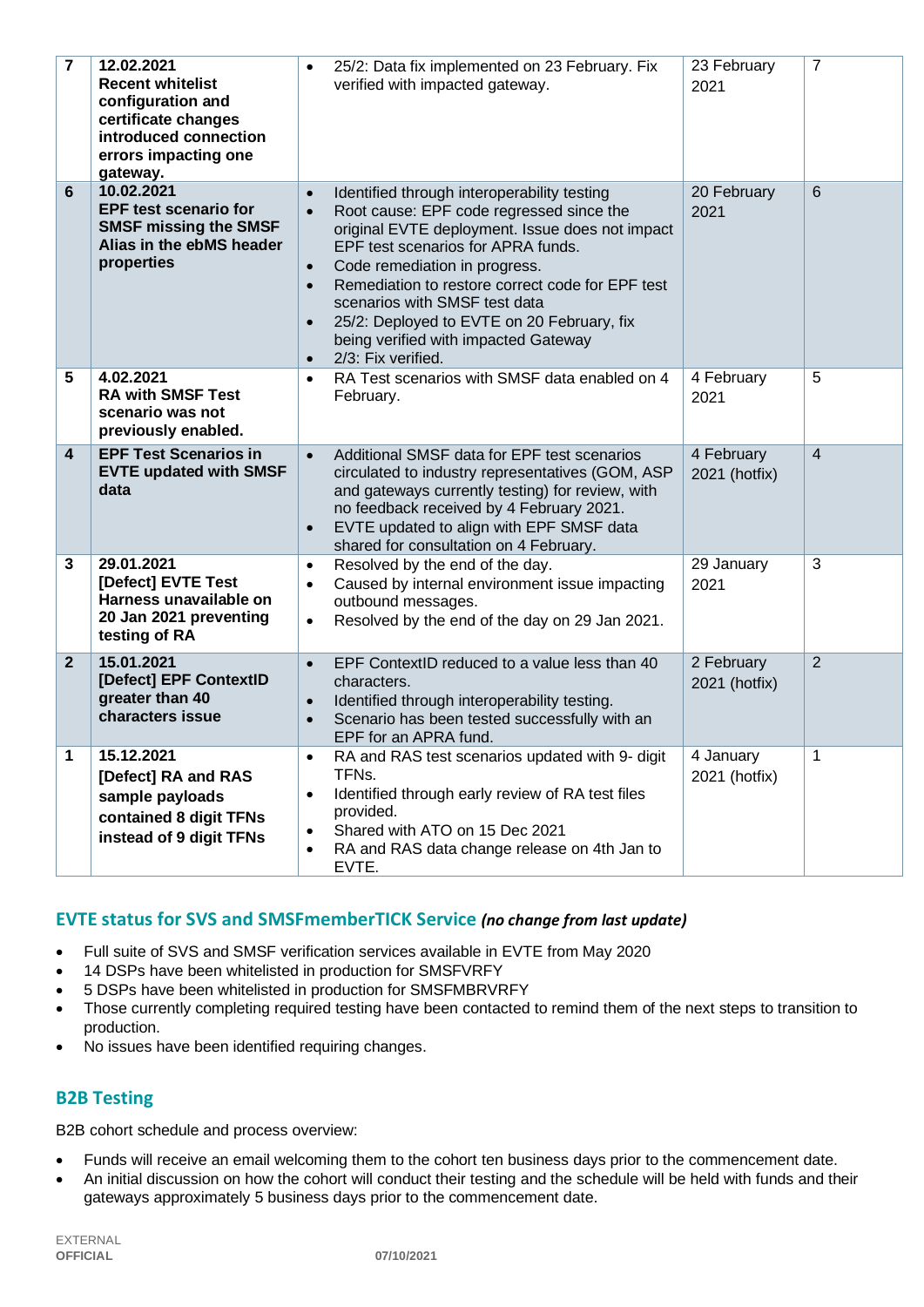| 7 | **12.02.2021 Recent whitelist configuration and certificate changes introduced connection errors impacting one gateway.** | • 25/2: Data fix implemented on 23 February. Fix verified with impacted gateway. | 23 February 2021 | 7 |
|---|---|---|---|---|
| 6 | **10.02.2021 EPF test scenario for SMSF missing the SMSF Alias in the ebMS header properties** | • Identified through interoperability testing<br>• Root cause: EPF code regressed since the original EVTE deployment. Issue does not impact EPF test scenarios for APRA funds.<br>• Code remediation in progress.<br>• Remediation to restore correct code for EPF test scenarios with SMSF test data<br>• 25/2: Deployed to EVTE on 20 February, fix being verified with impacted Gateway<br>• 2/3: Fix verified. | 20 February 2021 | 6 |
| 5 | **4.02.2021 RA with SMSF Test scenario was not previously enabled.** | • RA Test scenarios with SMSF data enabled on 4 February. | 4 February 2021 | 5 |
| 4 | **EPF Test Scenarios in EVTE updated with SMSF data** | • Additional SMSF data for EPF test scenarios circulated to industry representatives (GOM, ASP and gateways currently testing) for review, with no feedback received by 4 February 2021.<br>• EVTE updated to align with EPF SMSF data shared for consultation on 4 February. | 4 February 2021 (hotfix) | 4 |
| 3 | **29.01.2021 [Defect] EVTE Test Harness unavailable on 20 Jan 2021 preventing testing of RA** | • Resolved by the end of the day.<br>• Caused by internal environment issue impacting outbound messages.<br>• Resolved by the end of the day on 29 Jan 2021. | 29 January 2021 | 3 |
| 2 | **15.01.2021 [Defect] EPF ContextID greater than 40 characters issue** | • EPF ContextID reduced to a value less than 40 characters.<br>• Identified through interoperability testing.<br>• Scenario has been tested successfully with an EPF for an APRA fund. | 2 February 2021 (hotfix) | 2 |
| 1 | **15.12.2021 [Defect] RA and RAS sample payloads contained 8 digit TFNs instead of 9 digit TFNs** | • RA and RAS test scenarios updated with 9- digit TFNs.<br>• Identified through early review of RA test files provided.<br>• Shared with ATO on 15 Dec 2021<br>• RA and RAS data change release on 4th Jan to EVTE. | 4 January 2021 (hotfix) | 1 |

## EVTE status for SVS and SMSFmemberTICK Service *(no change from last update)*

- Full suite of SVS and SMSF verification services available in EVTE from May 2020
- 14 DSPs have been whitelisted in production for SMSFVRFY
- 5 DSPs have been whitelisted in production for SMSFMBRVRFY
- Those currently completing required testing have been contacted to remind them of the next steps to transition to production.
- No issues have been identified requiring changes.

## B2B Testing

B2B cohort schedule and process overview:

- Funds will receive an email welcoming them to the cohort ten business days prior to the commencement date.
- An initial discussion on how the cohort will conduct their testing and the schedule will be held with funds and their gateways approximately 5 business days prior to the commencement date.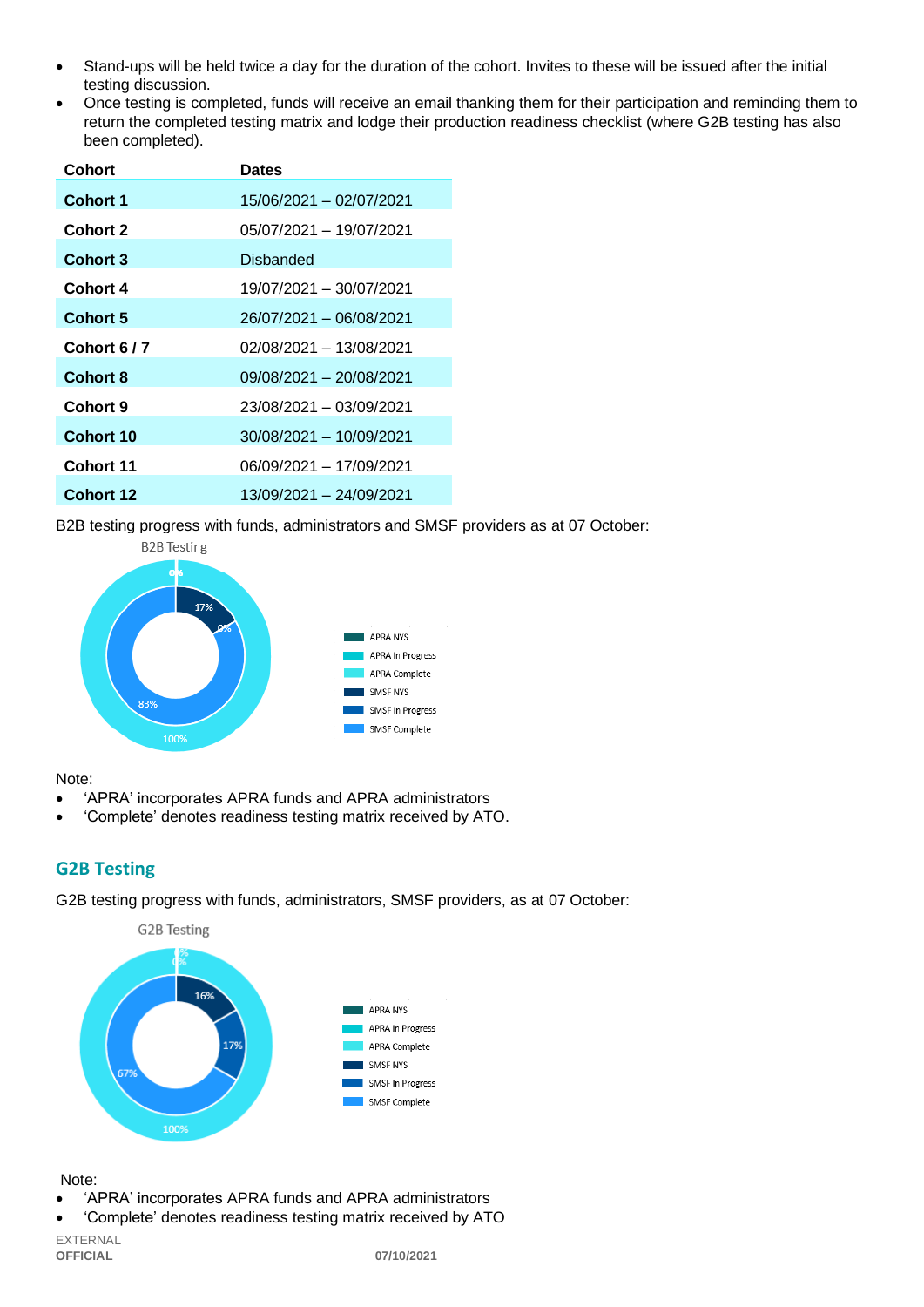- Stand-ups will be held twice a day for the duration of the cohort. Invites to these will be issued after the initial testing discussion.
- Once testing is completed, funds will receive an email thanking them for their participation and reminding them to return the completed testing matrix and lodge their production readiness checklist (where G2B testing has also been completed).

| Cohort | Dates |
|---|---|
| **Cohort 1** | 15/06/2021 – 02/07/2021 |
| **Cohort 2** | 05/07/2021 – 19/07/2021 |
| **Cohort 3** | Disbanded |
| **Cohort 4** | 19/07/2021 – 30/07/2021 |
| **Cohort 5** | 26/07/2021 – 06/08/2021 |
| **Cohort 6 / 7** | 02/08/2021 – 13/08/2021 |
| **Cohort 8** | 09/08/2021 – 20/08/2021 |
| **Cohort 9** | 23/08/2021 – 03/09/2021 |
| **Cohort 10** | 30/08/2021 – 10/09/2021 |
| **Cohort 11** | 06/09/2021 – 17/09/2021 |
| **Cohort 12** | 13/09/2021 – 24/09/2021 |

B2B testing progress with funds, administrators and SMSF providers as at 07 October:

B2B Testing

- APRA NYS
- APRA In Progress
- APRA Complete: 100%
- SMSF NYS: 17%
- SMSF In Progress: 0%
- SMSF Complete: 83%

Note:

- 'APRA' incorporates APRA funds and APRA administrators
- 'Complete' denotes readiness testing matrix received by ATO.

## G2B Testing

G2B testing progress with funds, administrators, SMSF providers, as at 07 October:

G2B Testing

- APRA NYS
- APRA In Progress
- APRA Complete: 100%
- SMSF NYS: 16%
- SMSF In Progress: 17%
- SMSF Complete: 67%

Note:

- 'APRA' incorporates APRA funds and APRA administrators
- 'Complete' denotes readiness testing matrix received by ATO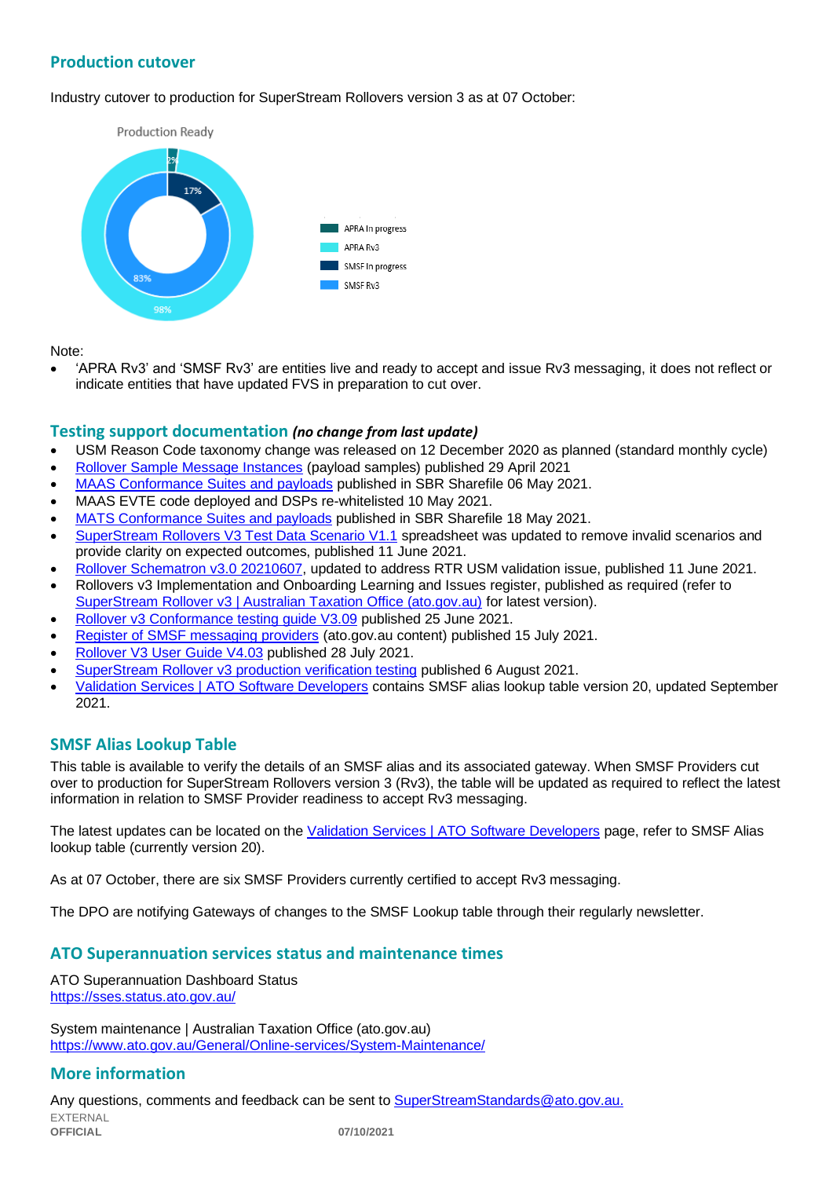## Production cutover

Industry cutover to production for SuperStream Rollovers version 3 as at 07 October:

Production Ready

2%
17%
83%
98%

APRA In progress
APRA Rv3
SMSF In progress
SMSF Rv3

Note:

- 'APRA Rv3' and 'SMSF Rv3' are entities live and ready to accept and issue Rv3 messaging, it does not reflect or indicate entities that have updated FVS in preparation to cut over.

## Testing support documentation *(no change from last update)*

- USM Reason Code taxonomy change was released on 12 December 2020 as planned (standard monthly cycle)
- Rollover Sample Message Instances (payload samples) published 29 April 2021
- MAAS Conformance Suites and payloads published in SBR Sharefile 06 May 2021.
- MAAS EVTE code deployed and DSPs re-whitelisted 10 May 2021.
- MATS Conformance Suites and payloads published in SBR Sharefile 18 May 2021.
- SuperStream Rollovers V3 Test Data Scenario V1.1 spreadsheet was updated to remove invalid scenarios and provide clarity on expected outcomes, published 11 June 2021.
- Rollover Schematron v3.0 20210607, updated to address RTR USM validation issue, published 11 June 2021.
- Rollovers v3 Implementation and Onboarding Learning and Issues register, published as required (refer to SuperStream Rollover v3 | Australian Taxation Office (ato.gov.au) for latest version).
- Rollover v3 Conformance testing guide V3.09 published 25 June 2021.
- Register of SMSF messaging providers (ato.gov.au content) published 15 July 2021.
- Rollover V3 User Guide V4.03 published 28 July 2021.
- SuperStream Rollover v3 production verification testing published 6 August 2021.
- Validation Services | ATO Software Developers contains SMSF alias lookup table version 20, updated September 2021.

## SMSF Alias Lookup Table

This table is available to verify the details of an SMSF alias and its associated gateway. When SMSF Providers cut over to production for SuperStream Rollovers version 3 (Rv3), the table will be updated as required to reflect the latest information in relation to SMSF Provider readiness to accept Rv3 messaging.

The latest updates can be located on the Validation Services | ATO Software Developers page, refer to SMSF Alias lookup table (currently version 20).

As at 07 October, there are six SMSF Providers currently certified to accept Rv3 messaging.

The DPO are notifying Gateways of changes to the SMSF Lookup table through their regularly newsletter.

## ATO Superannuation services status and maintenance times

ATO Superannuation Dashboard Status
https://sses.status.ato.gov.au/

System maintenance | Australian Taxation Office (ato.gov.au)
https://www.ato.gov.au/General/Online-services/System-Maintenance/

## More information

Any questions, comments and feedback can be sent to SuperStreamStandards@ato.gov.au.